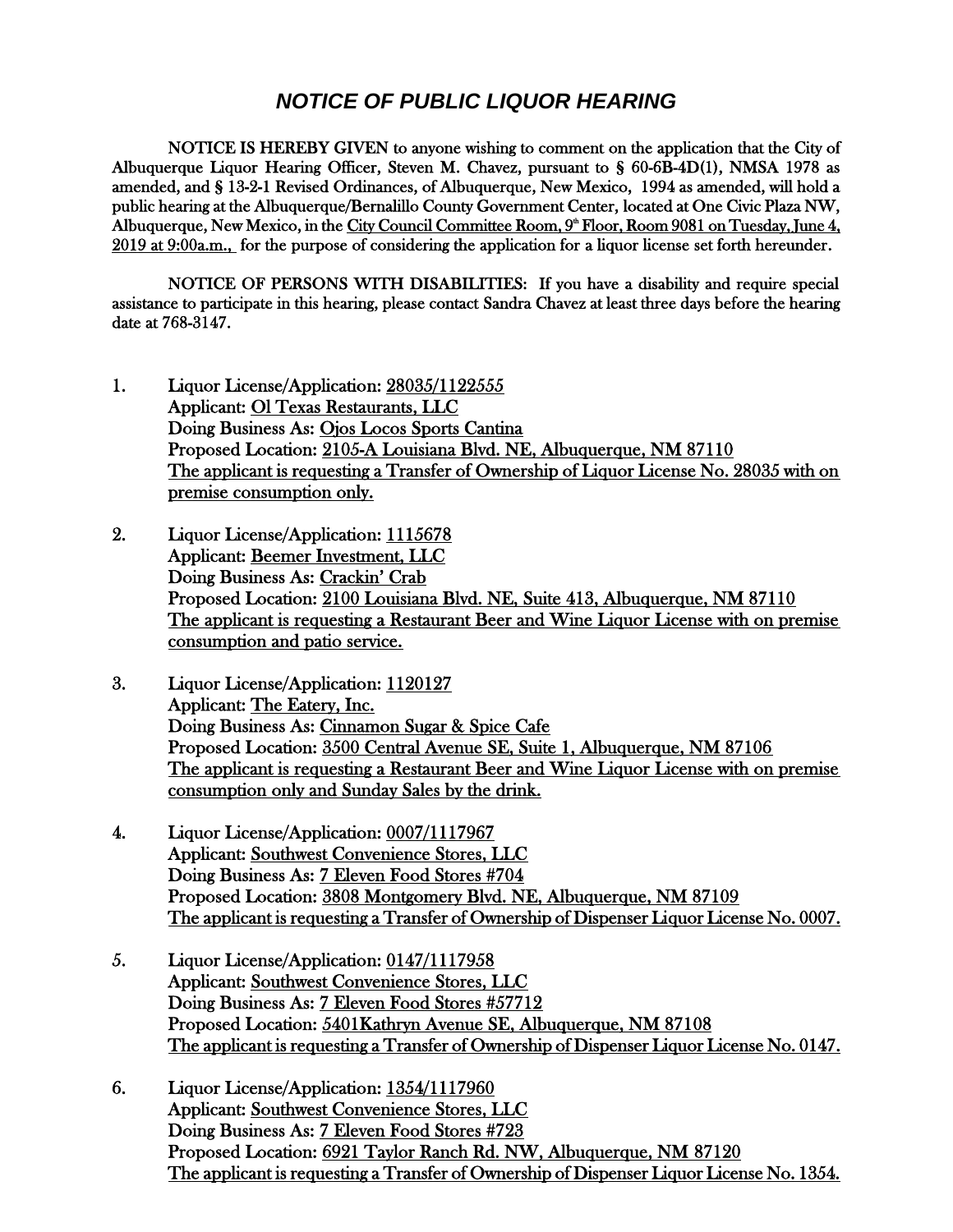# *NOTICE OF PUBLIC LIQUOR HEARING*

**NOTICE IS HEREBY GIVEN** to anyone wishing to comment on the application that the City of Albuquerque Liquor Hearing Officer, Steven M. Chavez, pursuant to § 60-6B-4D(1), NMSA 1978 as amended, and § 13-2-1 Revised Ordinances, of Albuquerque, New Mexico, 1994 as amended, will hold a public hearing at the Albuquerque/Bernalillo County Government Center, located at One Civic Plaza NW, Albuquerque, New Mexico, in the City Council Committee Room, 9th Floor, Room 9081 on Tuesday, June 4, 2019 at 9:00a.m., for the purpose of considering the application for a liquor license set forth hereunder.

NOTICE OF PERSONS WITH DISABILITIES: If you have a disability and require special assistance to participate in this hearing, please contact Sandra Chavez at least three days before the hearing date at 768-3147.

1. Liquor License/Application: 28035/1122555
   Applicant: Ol Texas Restaurants, LLC
   Doing Business As: Ojos Locos Sports Cantina
   Proposed Location: 2105-A Louisiana Blvd. NE, Albuquerque, NM 87110
   The applicant is requesting a Transfer of Ownership of Liquor License No. 28035 with on premise consumption only.

2. Liquor License/Application: 1115678
   Applicant: Beemer Investment, LLC
   Doing Business As: Crackin' Crab
   Proposed Location: 2100 Louisiana Blvd. NE, Suite 413, Albuquerque, NM 87110
   The applicant is requesting a Restaurant Beer and Wine Liquor License with on premise consumption and patio service.

3. Liquor License/Application: 1120127
   Applicant: The Eatery, Inc.
   Doing Business As: Cinnamon Sugar & Spice Cafe
   Proposed Location: 3500 Central Avenue SE, Suite 1, Albuquerque, NM 87106
   The applicant is requesting a Restaurant Beer and Wine Liquor License with on premise consumption only and Sunday Sales by the drink.

4. Liquor License/Application: 0007/1117967
   Applicant: Southwest Convenience Stores, LLC
   Doing Business As: 7 Eleven Food Stores #704
   Proposed Location: 3808 Montgomery Blvd. NE, Albuquerque, NM 87109
   The applicant is requesting a Transfer of Ownership of Dispenser Liquor License No. 0007.

5. Liquor License/Application: 0147/1117958
   Applicant: Southwest Convenience Stores, LLC
   Doing Business As: 7 Eleven Food Stores #57712
   Proposed Location: 5401Kathryn Avenue SE, Albuquerque, NM 87108
   The applicant is requesting a Transfer of Ownership of Dispenser Liquor License No. 0147.

6. Liquor License/Application: 1354/1117960
   Applicant: Southwest Convenience Stores, LLC
   Doing Business As: 7 Eleven Food Stores #723
   Proposed Location: 6921 Taylor Ranch Rd. NW, Albuquerque, NM 87120
   The applicant is requesting a Transfer of Ownership of Dispenser Liquor License No. 1354.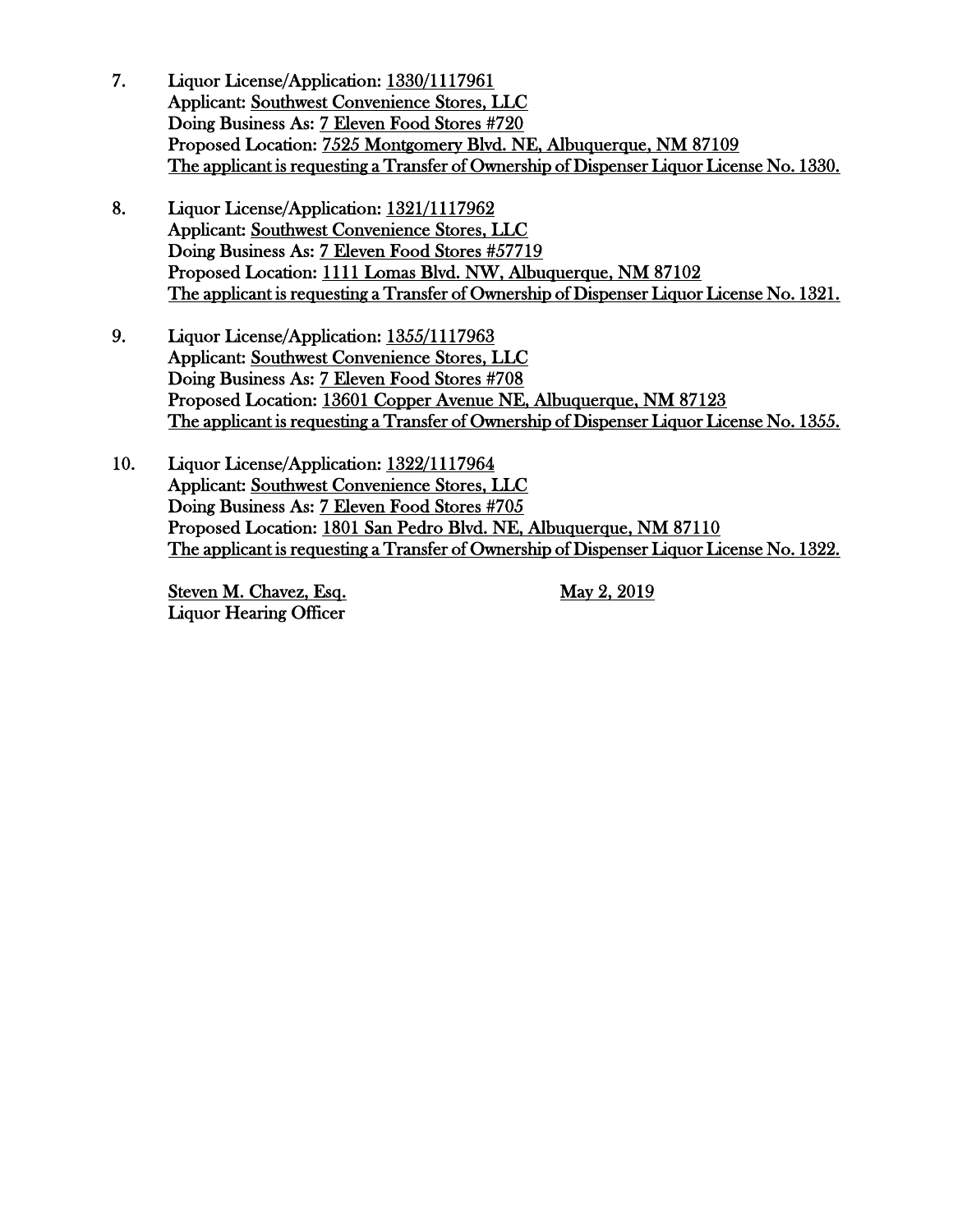7. Liquor License/Application: 1330/1117961
   Applicant: Southwest Convenience Stores, LLC
   Doing Business As: 7 Eleven Food Stores #720
   Proposed Location: 7525 Montgomery Blvd. NE, Albuquerque, NM 87109
   The applicant is requesting a Transfer of Ownership of Dispenser Liquor License No. 1330.

8. Liquor License/Application: 1321/1117962
   Applicant: Southwest Convenience Stores, LLC
   Doing Business As: 7 Eleven Food Stores #57719
   Proposed Location: 1111 Lomas Blvd. NW, Albuquerque, NM 87102
   The applicant is requesting a Transfer of Ownership of Dispenser Liquor License No. 1321.

9. Liquor License/Application: 1355/1117963
   Applicant: Southwest Convenience Stores, LLC
   Doing Business As: 7 Eleven Food Stores #708
   Proposed Location: 13601 Copper Avenue NE, Albuquerque, NM 87123
   The applicant is requesting a Transfer of Ownership of Dispenser Liquor License No. 1355.

10. Liquor License/Application: 1322/1117964
    Applicant: Southwest Convenience Stores, LLC
    Doing Business As: 7 Eleven Food Stores #705
    Proposed Location: 1801 San Pedro Blvd. NE, Albuquerque, NM 87110
    The applicant is requesting a Transfer of Ownership of Dispenser Liquor License No. 1322.

Steven M. Chavez, Esq.
Liquor Hearing Officer

May 2, 2019